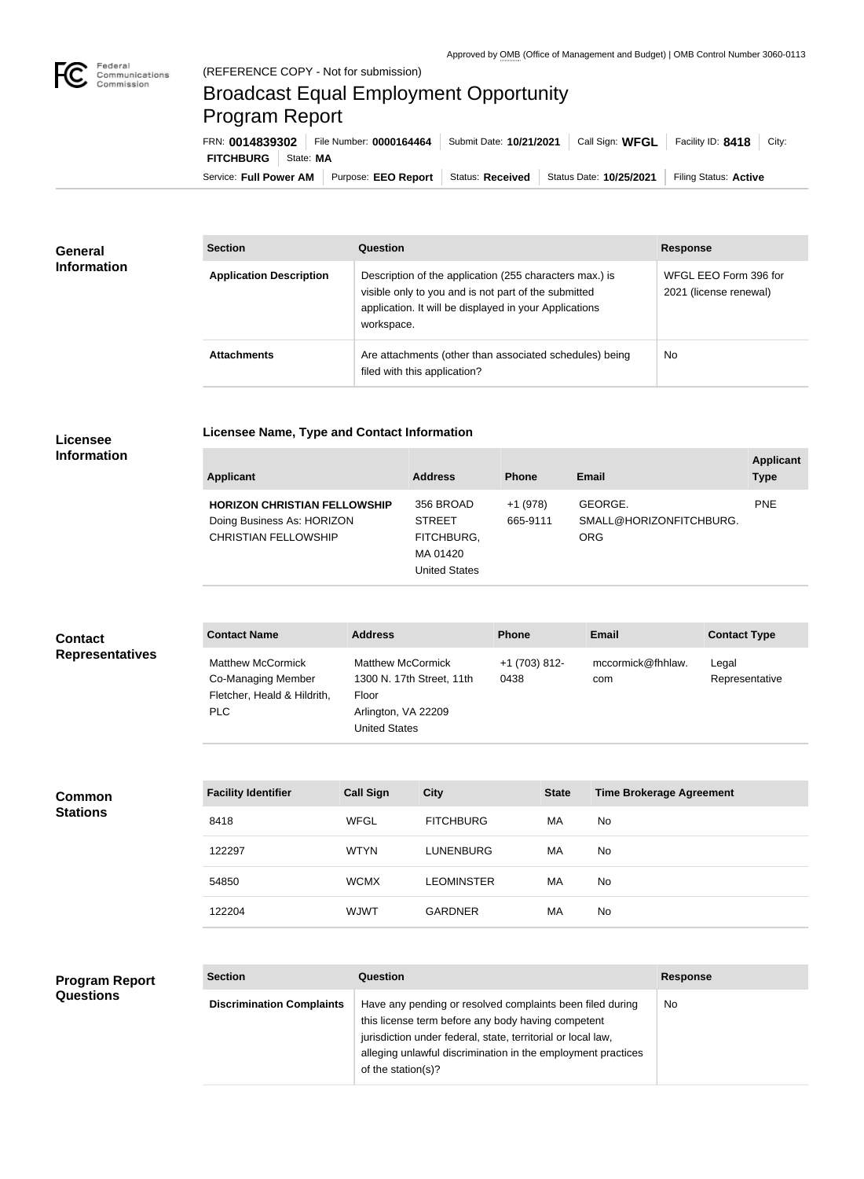Approved by OMB (Office of Management and Budget) | OMB Control Number 3060-0113

(REFERENCE COPY - Not for submission)

# Broadcast Equal Employment Opportunity Program Report

FRN: **0014839302** | File Number: **0000164464** | Submit Date: **10/21/2021** | Call Sign: **WFGL** | Facility ID: **8418** | City: **FITCHBURG** | State: **MA**

Service: **Full Power AM** | Purpose: **EEO Report** | Status: **Received** | Status Date: **10/25/2021** | Filing Status: **Active**

## General Information

| Section | Question | Response |
| --- | --- | --- |
| **Application Description** | Description of the application (255 characters max.) is visible only to you and is not part of the submitted application. It will be displayed in your Applications workspace. | WFGL EEO Form 396 for 2021 (license renewal) |
| **Attachments** | Are attachments (other than associated schedules) being filed with this application? | No |

## Licensee Information

### Licensee Name, Type and Contact Information

| Applicant | Address | Phone | Email | Applicant Type |
| --- | --- | --- | --- | --- |
| **HORIZON CHRISTIAN FELLOWSHIP** Doing Business As: HORIZON CHRISTIAN FELLOWSHIP | 356 BROAD STREET FITCHBURG, MA 01420 United States | +1 (978) 665-9111 | GEORGE.SMALL@HORIZONFITCHBURG.ORG | PNE |

## Contact Representatives

| Contact Name | Address | Phone | Email | Contact Type |
| --- | --- | --- | --- | --- |
| Matthew McCormick Co-Managing Member Fletcher, Heald & Hildrith, PLC | Matthew McCormick 1300 N. 17th Street, 11th Floor Arlington, VA 22209 United States | +1 (703) 812-0438 | mccormick@fhhlaw.com | Legal Representative |

## Common Stations

| Facility Identifier | Call Sign | City | State | Time Brokerage Agreement |
| --- | --- | --- | --- | --- |
| 8418 | WFGL | FITCHBURG | MA | No |
| 122297 | WTYN | LUNENBURG | MA | No |
| 54850 | WCMX | LEOMINSTER | MA | No |
| 122204 | WJWT | GARDNER | MA | No |

## Program Report Questions

| Section | Question | Response |
| --- | --- | --- |
| **Discrimination Complaints** | Have any pending or resolved complaints been filed during this license term before any body having competent jurisdiction under federal, state, territorial or local law, alleging unlawful discrimination in the employment practices of the station(s)? | No |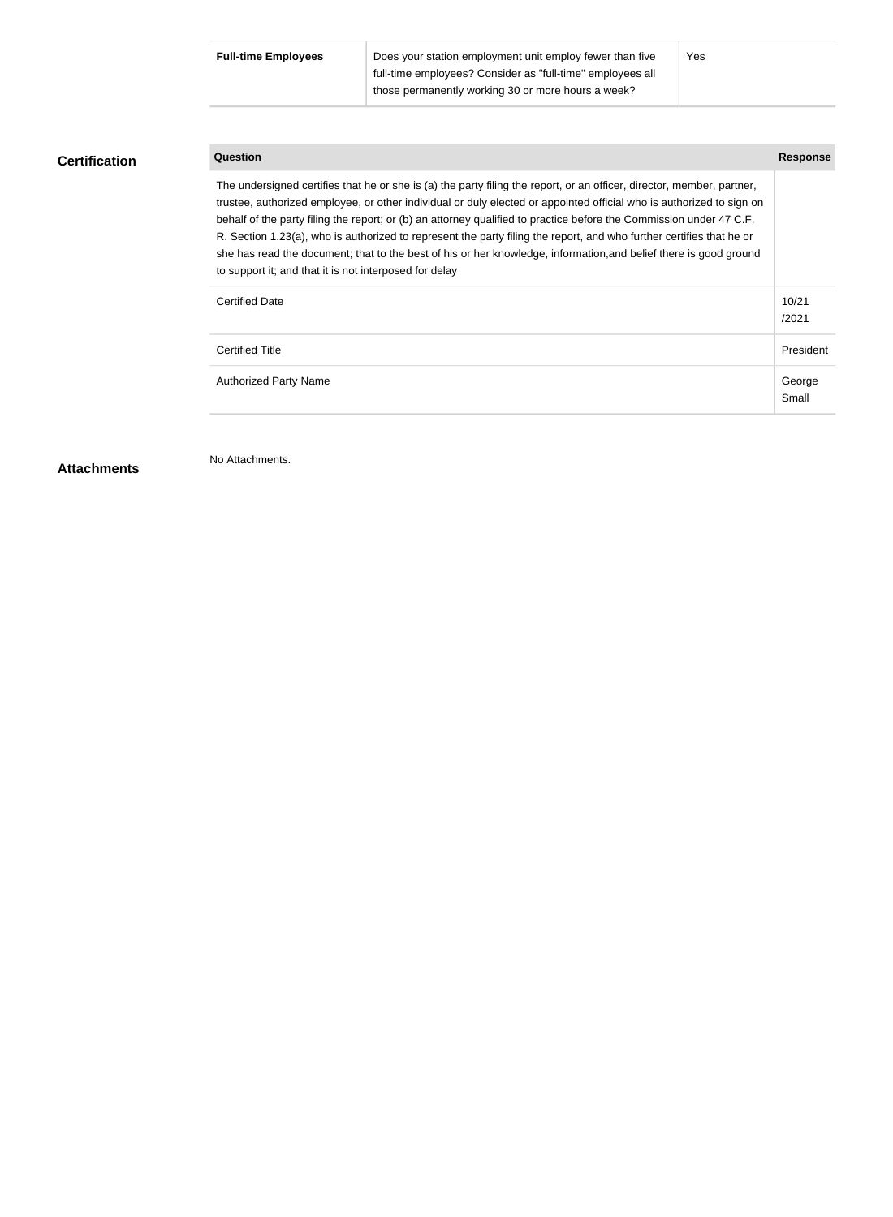| | | |
|---|---|---|
| **Full-time Employees** | Does your station employment unit employ fewer than five full-time employees? Consider as "full-time" employees all those permanently working 30 or more hours a week? | Yes |

## Certification

| Question | Response |
|---|---|
| The undersigned certifies that he or she is (a) the party filing the report, or an officer, director, member, partner, trustee, authorized employee, or other individual or duly elected or appointed official who is authorized to sign on behalf of the party filing the report; or (b) an attorney qualified to practice before the Commission under 47 C.F. R. Section 1.23(a), who is authorized to represent the party filing the report, and who further certifies that he or she has read the document; that to the best of his or her knowledge, information,and belief there is good ground to support it; and that it is not interposed for delay | |
| Certified Date | 10/21/2021 |
| Certified Title | President |
| Authorized Party Name | George Small |

## Attachments

No Attachments.